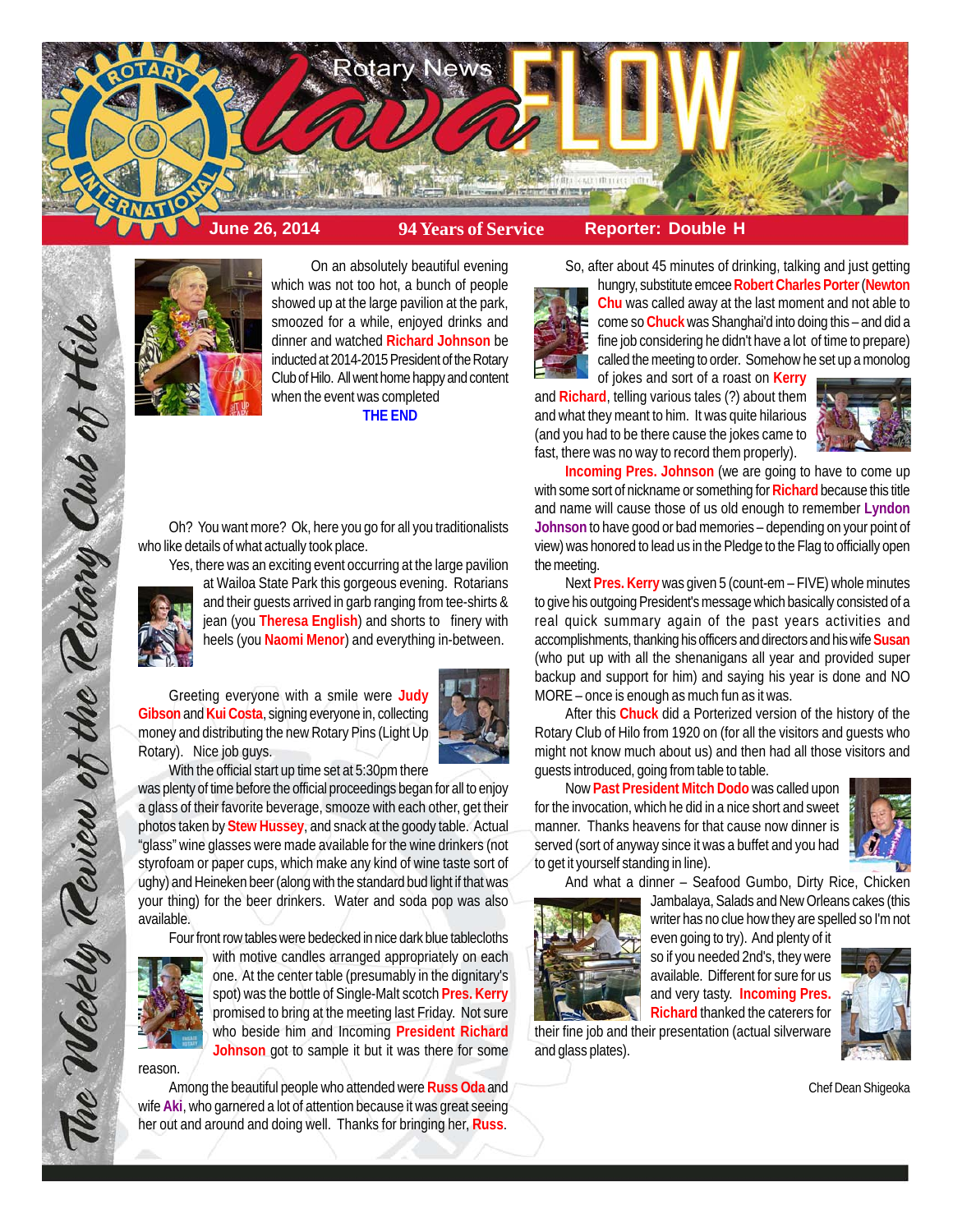# Rotary News lava FLOW

**June 26, 2014** | **94 Years of Service** | **Reporter: Double H**

*The Weekly Review of the Rotary Club of Hilo*

On an absolutely beautiful evening which was not too hot, a bunch of people showed up at the large pavilion at the park, smoozed for a while, enjoyed drinks and dinner and watched **Richard Johnson** be inducted at 2014-2015 President of the Rotary Club of Hilo. All went home happy and content when the event was completed

**THE END**

Oh? You want more? Ok, here you go for all you traditionalists who like details of what actually took place.

Yes, there was an exciting event occurring at the large pavilion at Wailoa State Park this gorgeous evening. Rotarians and their guests arrived in garb ranging from tee-shirts & jean (you **Theresa English**) and shorts to finery with heels (you **Naomi Menor**) and everything in-between.

Greeting everyone with a smile were **Judy Gibson** and **Kui Costa**, signing everyone in, collecting money and distributing the new Rotary Pins (Light Up Rotary). Nice job guys.

With the official start up time set at 5:30pm there was plenty of time before the official proceedings began for all to enjoy a glass of their favorite beverage, smooze with each other, get their photos taken by **Stew Hussey**, and snack at the goody table. Actual "glass" wine glasses were made available for the wine drinkers (not styrofoam or paper cups, which make any kind of wine taste sort of ughy) and Heineken beer (along with the standard bud light if that was your thing) for the beer drinkers. Water and soda pop was also available.

Four front row tables were bedecked in nice dark blue tablecloths with motive candles arranged appropriately on each one. At the center table (presumably in the dignitary's spot) was the bottle of Single-Malt scotch **Pres. Kerry** promised to bring at the meeting last Friday. Not sure who beside him and Incoming **President Richard Johnson** got to sample it but it was there for some reason.

Among the beautiful people who attended were **Russ Oda** and wife **Aki**, who garnered a lot of attention because it was great seeing her out and around and doing well. Thanks for bringing her, **Russ**.

So, after about 45 minutes of drinking, talking and just getting hungry, substitute emcee **Robert Charles Porter** (**Newton Chu** was called away at the last moment and not able to come so **Chuck** was Shanghai'd into doing this – and did a fine job considering he didn't have a lot of time to prepare) called the meeting to order. Somehow he set up a monolog of jokes and sort of a roast on **Kerry** and **Richard**, telling various tales (?) about them and what they meant to him. It was quite hilarious (and you had to be there cause the jokes came to fast, there was no way to record them properly).

**Incoming Pres. Johnson** (we are going to have to come up with some sort of nickname or something for **Richard** because this title and name will cause those of us old enough to remember **Lyndon Johnson** to have good or bad memories – depending on your point of view) was honored to lead us in the Pledge to the Flag to officially open the meeting.

Next **Pres. Kerry** was given 5 (count-em – FIVE) whole minutes to give his outgoing President's message which basically consisted of a real quick summary again of the past years activities and accomplishments, thanking his officers and directors and his wife **Susan** (who put up with all the shenanigans all year and provided super backup and support for him) and saying his year is done and NO MORE – once is enough as much fun as it was.

After this **Chuck** did a Porterized version of the history of the Rotary Club of Hilo from 1920 on (for all the visitors and guests who might not know much about us) and then had all those visitors and guests introduced, going from table to table.

Now **Past President Mitch Dodo** was called upon for the invocation, which he did in a nice short and sweet manner. Thanks heavens for that cause now dinner is served (sort of anyway since it was a buffet and you had to get it yourself standing in line).

And what a dinner – Seafood Gumbo, Dirty Rice, Chicken Jambalaya, Salads and New Orleans cakes (this writer has no clue how they are spelled so I'm not even going to try). And plenty of it so if you needed 2nd's, they were available. Different for sure for us and very tasty. **Incoming Pres. Richard** thanked the caterers for their fine job and their presentation (actual silverware and glass plates).

Chef Dean Shigeoka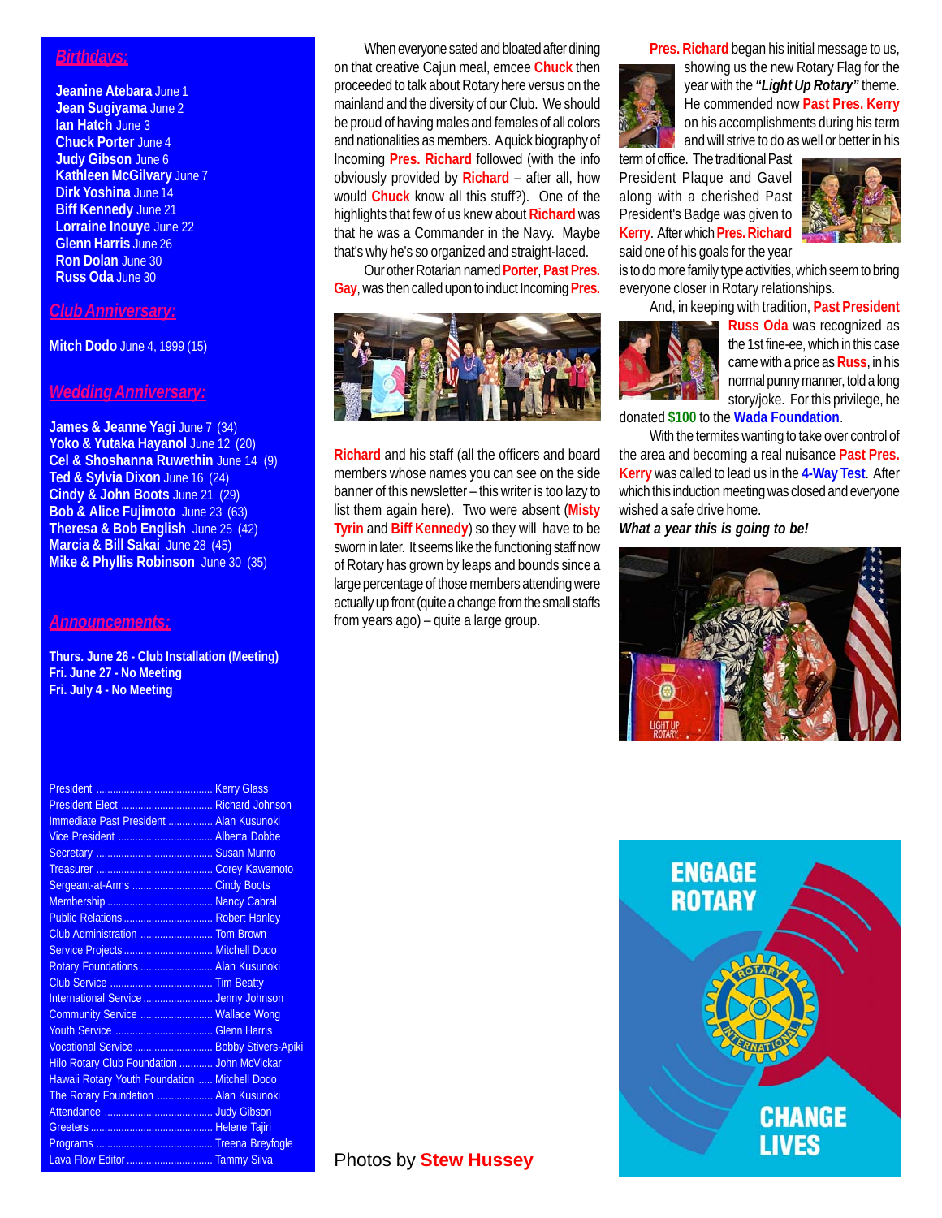## Birthdays:

**Jeanine Atebara** June 1
**Jean Sugiyama** June 2
**Ian Hatch** June 3
**Chuck Porter** June 4
**Judy Gibson** June 6
**Kathleen McGilvary** June 7
**Dirk Yoshina** June 14
**Biff Kennedy** June 21
**Lorraine Inouye** June 22
**Glenn Harris** June 26
**Ron Dolan** June 30
**Russ Oda** June 30

## Club Anniversary:

**Mitch Dodo** June 4, 1999 (15)

## Wedding Anniversary:

**James & Jeanne Yagi** June 7 (34)
**Yoko & Yutaka Hayanol** June 12 (20)
**Cel & Shoshanna Ruwethin** June 14 (9)
**Ted & Sylvia Dixon** June 16 (24)
**Cindy & John Boots** June 21 (29)
**Bob & Alice Fujimoto** June 23 (63)
**Theresa & Bob English** June 25 (42)
**Marcia & Bill Sakai** June 28 (45)
**Mike & Phyllis Robinson** June 30 (35)

## Announcements:

**Thurs. June 26 - Club Installation (Meeting)**
**Fri. June 27 - No Meeting**
**Fri. July 4 - No Meeting**

| | |
|---|---|
| President | Kerry Glass |
| President Elect | Richard Johnson |
| Immediate Past President | Alan Kusunoki |
| Vice President | Alberta Dobbe |
| Secretary | Susan Munro |
| Treasurer | Corey Kawamoto |
| Sergeant-at-Arms | Cindy Boots |
| Membership | Nancy Cabral |
| Public Relations | Robert Hanley |
| Club Administration | Tom Brown |
| Service Projects | Mitchell Dodo |
| Rotary Foundations | Alan Kusunoki |
| Club Service | Tim Beatty |
| International Service | Jenny Johnson |
| Community Service | Wallace Wong |
| Youth Service | Glenn Harris |
| Vocational Service | Bobby Stivers-Apiki |
| Hilo Rotary Club Foundation | John McVickar |
| Hawaii Rotary Youth Foundation | Mitchell Dodo |
| The Rotary Foundation | Alan Kusunoki |
| Attendance | Judy Gibson |
| Greeters | Helene Tajiri |
| Programs | Treena Breyfogle |
| Lava Flow Editor | Tammy Silva |

When everyone sated and bloated after dining on that creative Cajun meal, emcee **Chuck** then proceeded to talk about Rotary here versus on the mainland and the diversity of our Club. We should be proud of having males and females of all colors and nationalities as members. A quick biography of Incoming **Pres. Richard** followed (with the info obviously provided by **Richard** – after all, how would **Chuck** know all this stuff?). One of the highlights that few of us knew about **Richard** was that he was a Commander in the Navy. Maybe that's why he's so organized and straight-laced.

Our other Rotarian named **Porter**, **Past Pres. Gay**, was then called upon to induct Incoming **Pres. Richard** and his staff (all the officers and board members whose names you can see on the side banner of this newsletter – this writer is too lazy to list them again here). Two were absent (**Misty Tyrin** and **Biff Kennedy**) so they will have to be sworn in later. It seems like the functioning staff now of Rotary has grown by leaps and bounds since a large percentage of those members attending were actually up front (quite a change from the small staffs from years ago) – quite a large group.

**Pres. Richard** began his initial message to us, showing us the new Rotary Flag for the year with the ***"Light Up Rotary"*** theme. He commended now **Past Pres. Kerry** on his accomplishments during his term and will strive to do as well or better in his term of office. The traditional Past President Plaque and Gavel along with a cherished Past President's Badge was given to **Kerry**. After which **Pres. Richard** said one of his goals for the year is to do more family type activities, which seem to bring everyone closer in Rotary relationships.

And, in keeping with tradition, **Past President Russ Oda** was recognized as the 1st fine-ee, which in this case came with a price as **Russ**, in his normal punny manner, told a long story/joke. For this privilege, he donated **$100** to the **Wada Foundation**.

With the termites wanting to take over control of the area and becoming a real nuisance **Past Pres. Kerry** was called to lead us in the **4-Way Test**. After which this induction meeting was closed and everyone wished a safe drive home.

***What a year this is going to be!***

Photos by **Stew Hussey**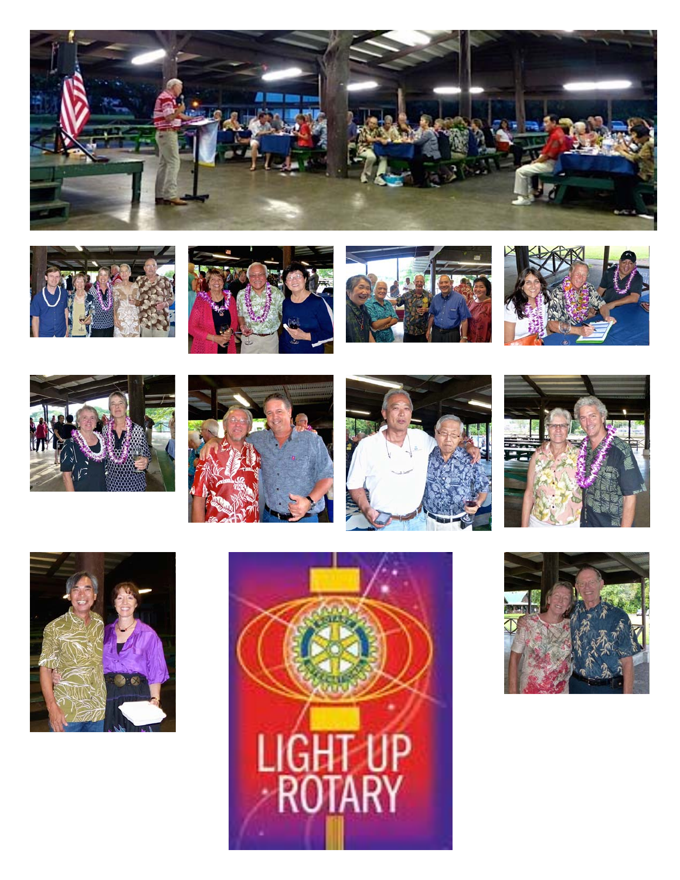LIGHT UP ROTARY